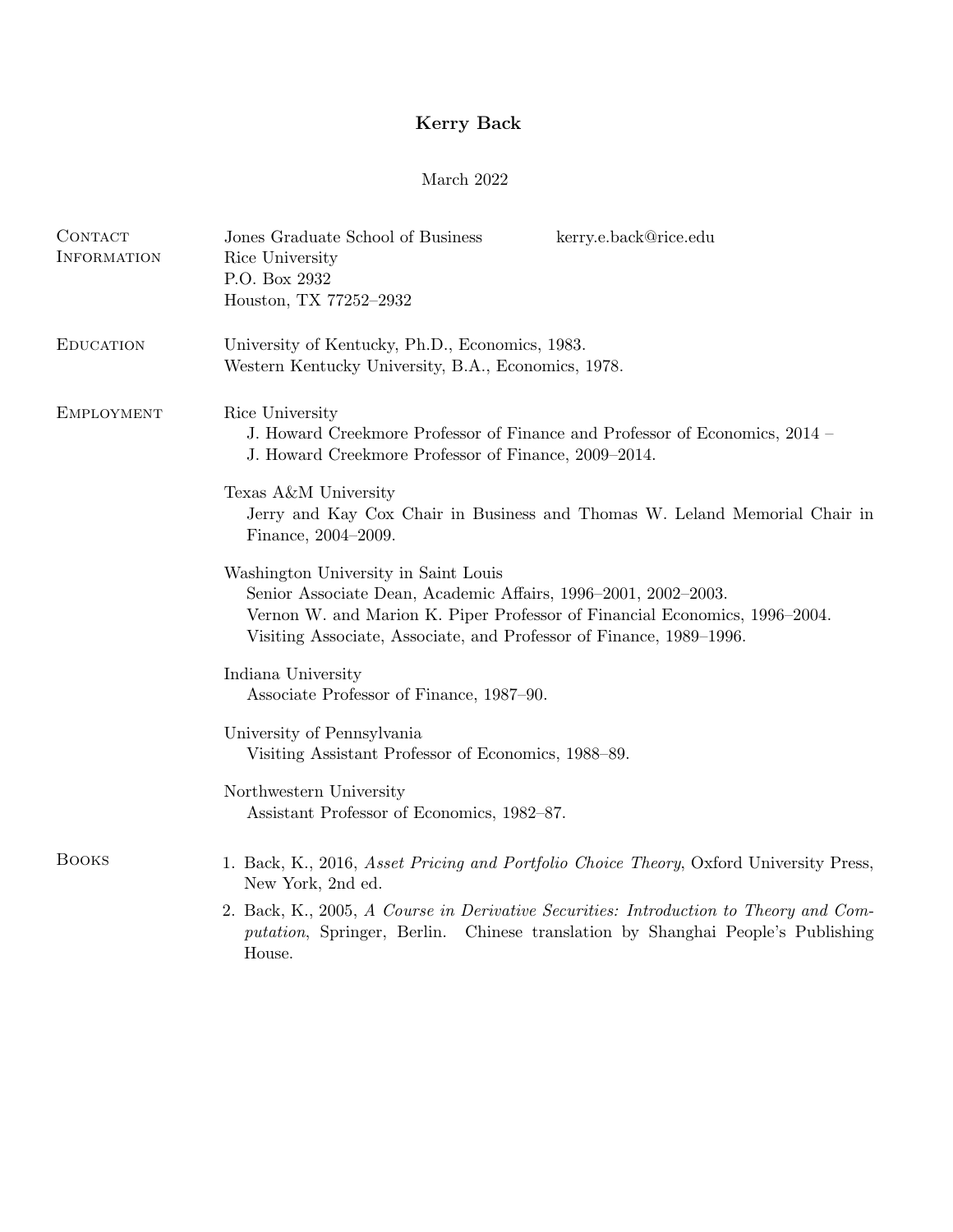# Kerry Back

March 2022

## Contact Information

Jones Graduate School of Business
Rice University
P.O. Box 2932
Houston, TX 77252–2932

kerry.e.back@rice.edu

## Education

University of Kentucky, Ph.D., Economics, 1983.
Western Kentucky University, B.A., Economics, 1978.

## Employment

Rice University
- J. Howard Creekmore Professor of Finance and Professor of Economics, 2014 –
- J. Howard Creekmore Professor of Finance, 2009–2014.

Texas A&M University
- Jerry and Kay Cox Chair in Business and Thomas W. Leland Memorial Chair in Finance, 2004–2009.

Washington University in Saint Louis
- Senior Associate Dean, Academic Affairs, 1996–2001, 2002–2003.
- Vernon W. and Marion K. Piper Professor of Financial Economics, 1996–2004.
- Visiting Associate, Associate, and Professor of Finance, 1989–1996.

Indiana University
- Associate Professor of Finance, 1987–90.

University of Pennsylvania
- Visiting Assistant Professor of Economics, 1988–89.

Northwestern University
- Assistant Professor of Economics, 1982–87.

## Books

1. Back, K., 2016, *Asset Pricing and Portfolio Choice Theory*, Oxford University Press, New York, 2nd ed.
2. Back, K., 2005, *A Course in Derivative Securities: Introduction to Theory and Computation*, Springer, Berlin. Chinese translation by Shanghai People's Publishing House.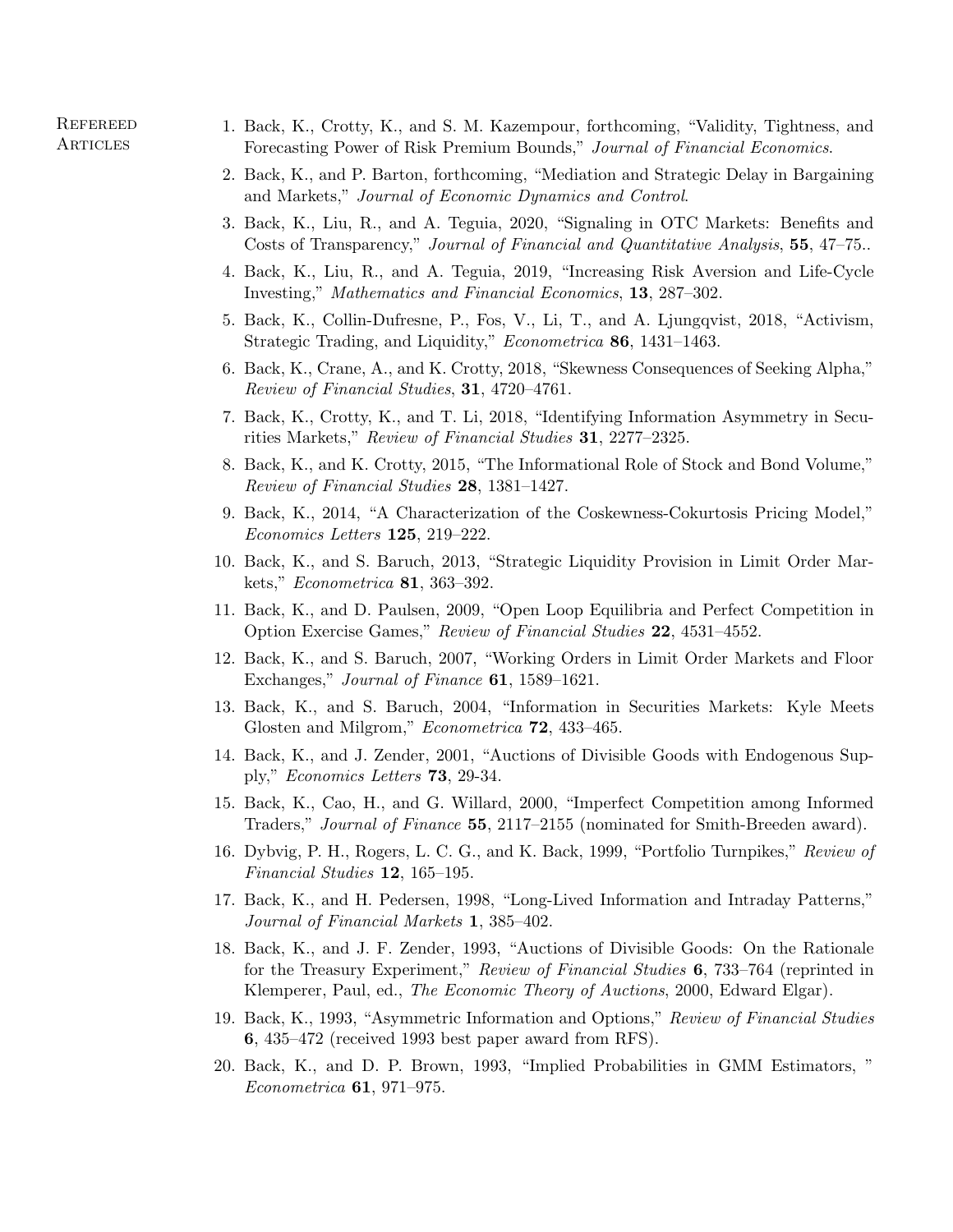## Refereed Articles

1. Back, K., Crotty, K., and S. M. Kazempour, forthcoming, "Validity, Tightness, and Forecasting Power of Risk Premium Bounds," *Journal of Financial Economics*.
2. Back, K., and P. Barton, forthcoming, "Mediation and Strategic Delay in Bargaining and Markets," *Journal of Economic Dynamics and Control*.
3. Back, K., Liu, R., and A. Teguia, 2020, "Signaling in OTC Markets: Benefits and Costs of Transparency," *Journal of Financial and Quantitative Analysis*, **55**, 47–75..
4. Back, K., Liu, R., and A. Teguia, 2019, "Increasing Risk Aversion and Life-Cycle Investing," *Mathematics and Financial Economics*, **13**, 287–302.
5. Back, K., Collin-Dufresne, P., Fos, V., Li, T., and A. Ljungqvist, 2018, "Activism, Strategic Trading, and Liquidity," *Econometrica* **86**, 1431–1463.
6. Back, K., Crane, A., and K. Crotty, 2018, "Skewness Consequences of Seeking Alpha," *Review of Financial Studies*, **31**, 4720–4761.
7. Back, K., Crotty, K., and T. Li, 2018, "Identifying Information Asymmetry in Securities Markets," *Review of Financial Studies* **31**, 2277–2325.
8. Back, K., and K. Crotty, 2015, "The Informational Role of Stock and Bond Volume," *Review of Financial Studies* **28**, 1381–1427.
9. Back, K., 2014, "A Characterization of the Coskewness-Cokurtosis Pricing Model," *Economics Letters* **125**, 219–222.
10. Back, K., and S. Baruch, 2013, "Strategic Liquidity Provision in Limit Order Markets," *Econometrica* **81**, 363–392.
11. Back, K., and D. Paulsen, 2009, "Open Loop Equilibria and Perfect Competition in Option Exercise Games," *Review of Financial Studies* **22**, 4531–4552.
12. Back, K., and S. Baruch, 2007, "Working Orders in Limit Order Markets and Floor Exchanges," *Journal of Finance* **61**, 1589–1621.
13. Back, K., and S. Baruch, 2004, "Information in Securities Markets: Kyle Meets Glosten and Milgrom," *Econometrica* **72**, 433–465.
14. Back, K., and J. Zender, 2001, "Auctions of Divisible Goods with Endogenous Supply," *Economics Letters* **73**, 29-34.
15. Back, K., Cao, H., and G. Willard, 2000, "Imperfect Competition among Informed Traders," *Journal of Finance* **55**, 2117–2155 (nominated for Smith-Breeden award).
16. Dybvig, P. H., Rogers, L. C. G., and K. Back, 1999, "Portfolio Turnpikes," *Review of Financial Studies* **12**, 165–195.
17. Back, K., and H. Pedersen, 1998, "Long-Lived Information and Intraday Patterns," *Journal of Financial Markets* **1**, 385–402.
18. Back, K., and J. F. Zender, 1993, "Auctions of Divisible Goods: On the Rationale for the Treasury Experiment," *Review of Financial Studies* **6**, 733–764 (reprinted in Klemperer, Paul, ed., *The Economic Theory of Auctions*, 2000, Edward Elgar).
19. Back, K., 1993, "Asymmetric Information and Options," *Review of Financial Studies* **6**, 435–472 (received 1993 best paper award from RFS).
20. Back, K., and D. P. Brown, 1993, "Implied Probabilities in GMM Estimators, " *Econometrica* **61**, 971–975.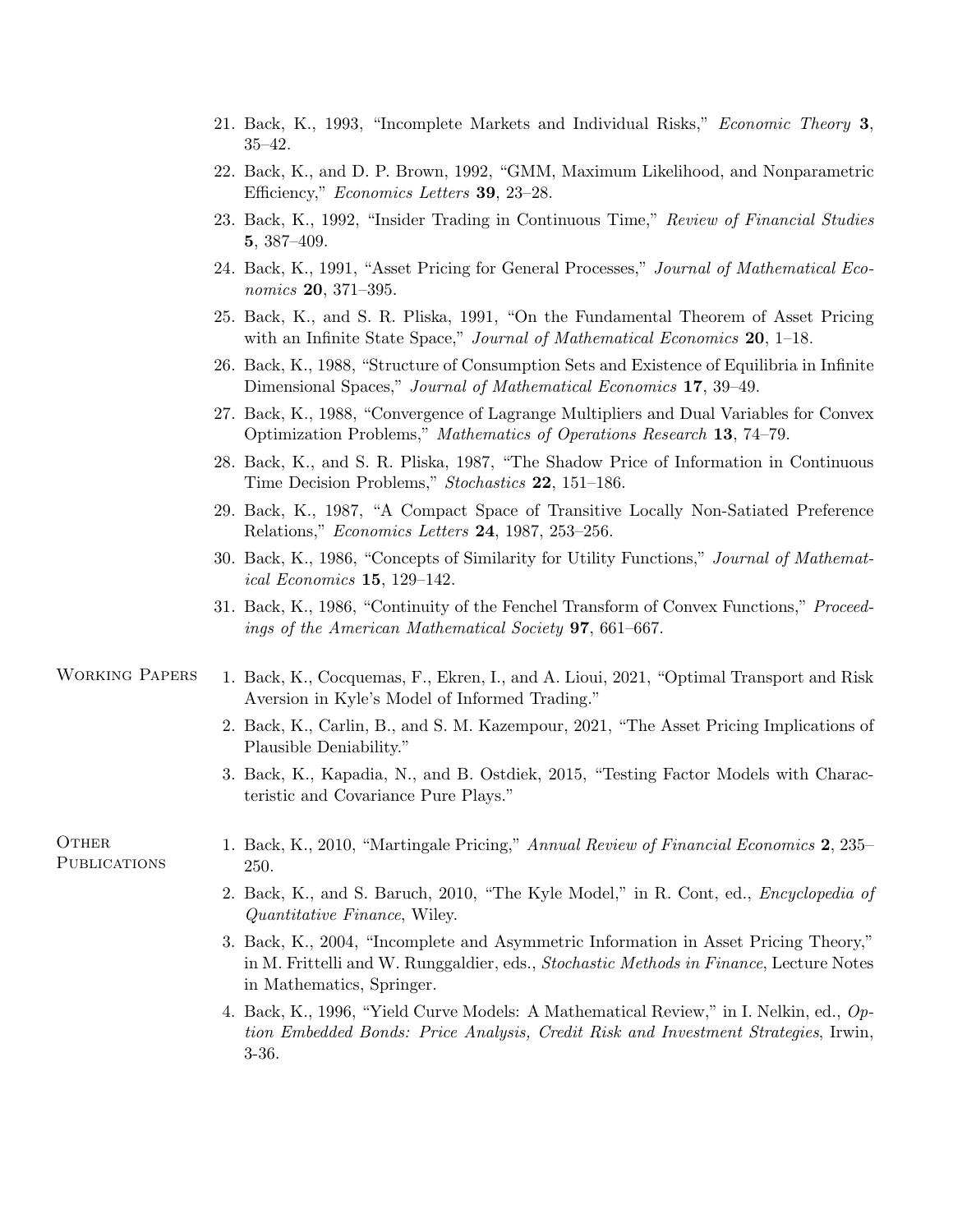21. Back, K., 1993, "Incomplete Markets and Individual Risks," *Economic Theory* **3**, 35–42.
22. Back, K., and D. P. Brown, 1992, "GMM, Maximum Likelihood, and Nonparametric Efficiency," *Economics Letters* **39**, 23–28.
23. Back, K., 1992, "Insider Trading in Continuous Time," *Review of Financial Studies* **5**, 387–409.
24. Back, K., 1991, "Asset Pricing for General Processes," *Journal of Mathematical Economics* **20**, 371–395.
25. Back, K., and S. R. Pliska, 1991, "On the Fundamental Theorem of Asset Pricing with an Infinite State Space," *Journal of Mathematical Economics* **20**, 1–18.
26. Back, K., 1988, "Structure of Consumption Sets and Existence of Equilibria in Infinite Dimensional Spaces," *Journal of Mathematical Economics* **17**, 39–49.
27. Back, K., 1988, "Convergence of Lagrange Multipliers and Dual Variables for Convex Optimization Problems," *Mathematics of Operations Research* **13**, 74–79.
28. Back, K., and S. R. Pliska, 1987, "The Shadow Price of Information in Continuous Time Decision Problems," *Stochastics* **22**, 151–186.
29. Back, K., 1987, "A Compact Space of Transitive Locally Non-Satiated Preference Relations," *Economics Letters* **24**, 1987, 253–256.
30. Back, K., 1986, "Concepts of Similarity for Utility Functions," *Journal of Mathematical Economics* **15**, 129–142.
31. Back, K., 1986, "Continuity of the Fenchel Transform of Convex Functions," *Proceedings of the American Mathematical Society* **97**, 661–667.

## Working Papers

1. Back, K., Cocquemas, F., Ekren, I., and A. Lioui, 2021, "Optimal Transport and Risk Aversion in Kyle's Model of Informed Trading."
2. Back, K., Carlin, B., and S. M. Kazempour, 2021, "The Asset Pricing Implications of Plausible Deniability."
3. Back, K., Kapadia, N., and B. Ostdiek, 2015, "Testing Factor Models with Characteristic and Covariance Pure Plays."

## Other Publications

1. Back, K., 2010, "Martingale Pricing," *Annual Review of Financial Economics* **2**, 235–250.
2. Back, K., and S. Baruch, 2010, "The Kyle Model," in R. Cont, ed., *Encyclopedia of Quantitative Finance*, Wiley.
3. Back, K., 2004, "Incomplete and Asymmetric Information in Asset Pricing Theory," in M. Frittelli and W. Runggaldier, eds., *Stochastic Methods in Finance*, Lecture Notes in Mathematics, Springer.
4. Back, K., 1996, "Yield Curve Models: A Mathematical Review," in I. Nelkin, ed., *Option Embedded Bonds: Price Analysis, Credit Risk and Investment Strategies*, Irwin, 3-36.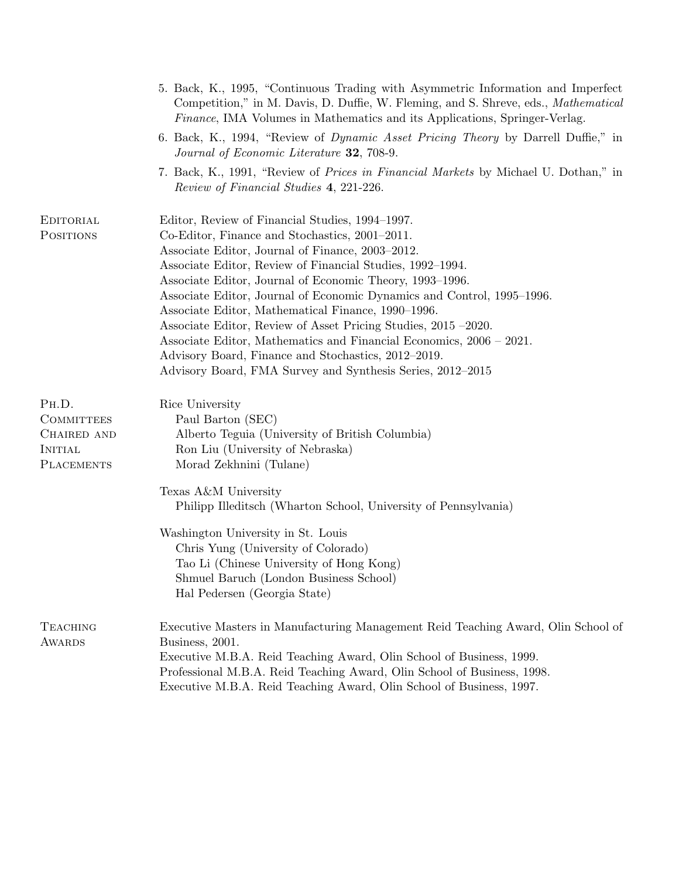5. Back, K., 1995, "Continuous Trading with Asymmetric Information and Imperfect Competition," in M. Davis, D. Duffie, W. Fleming, and S. Shreve, eds., *Mathematical Finance*, IMA Volumes in Mathematics and its Applications, Springer-Verlag.
6. Back, K., 1994, "Review of *Dynamic Asset Pricing Theory* by Darrell Duffie," in *Journal of Economic Literature* **32**, 708-9.
7. Back, K., 1991, "Review of *Prices in Financial Markets* by Michael U. Dothan," in *Review of Financial Studies* **4**, 221-226.

## Editorial Positions

Editor, Review of Financial Studies, 1994–1997.
Co-Editor, Finance and Stochastics, 2001–2011.
Associate Editor, Journal of Finance, 2003–2012.
Associate Editor, Review of Financial Studies, 1992–1994.
Associate Editor, Journal of Economic Theory, 1993–1996.
Associate Editor, Journal of Economic Dynamics and Control, 1995–1996.
Associate Editor, Mathematical Finance, 1990–1996.
Associate Editor, Review of Asset Pricing Studies, 2015 –2020.
Associate Editor, Mathematics and Financial Economics, 2006 – 2021.
Advisory Board, Finance and Stochastics, 2012–2019.
Advisory Board, FMA Survey and Synthesis Series, 2012–2015

## Ph.D. Committees Chaired and Initial Placements

Rice University
- Paul Barton (SEC)
- Alberto Teguia (University of British Columbia)
- Ron Liu (University of Nebraska)
- Morad Zekhnini (Tulane)

Texas A&M University
- Philipp Illeditsch (Wharton School, University of Pennsylvania)

Washington University in St. Louis
- Chris Yung (University of Colorado)
- Tao Li (Chinese University of Hong Kong)
- Shmuel Baruch (London Business School)
- Hal Pedersen (Georgia State)

## Teaching Awards

Executive Masters in Manufacturing Management Reid Teaching Award, Olin School of Business, 2001.
Executive M.B.A. Reid Teaching Award, Olin School of Business, 1999.
Professional M.B.A. Reid Teaching Award, Olin School of Business, 1998.
Executive M.B.A. Reid Teaching Award, Olin School of Business, 1997.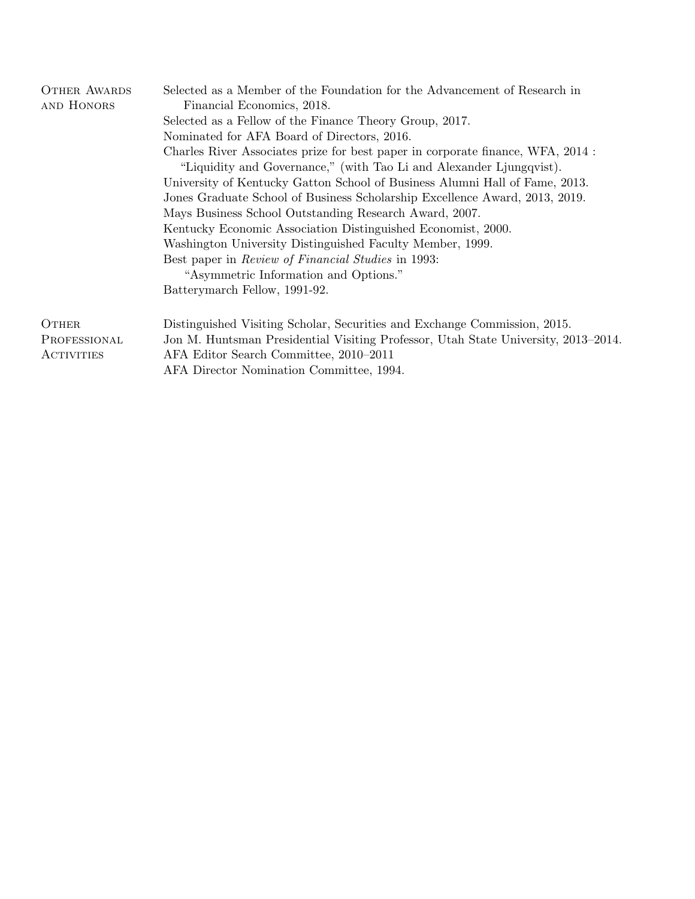## Other Awards and Honors

Selected as a Member of the Foundation for the Advancement of Research in Financial Economics, 2018.
Selected as a Fellow of the Finance Theory Group, 2017.
Nominated for AFA Board of Directors, 2016.
Charles River Associates prize for best paper in corporate finance, WFA, 2014 : "Liquidity and Governance," (with Tao Li and Alexander Ljungqvist).
University of Kentucky Gatton School of Business Alumni Hall of Fame, 2013.
Jones Graduate School of Business Scholarship Excellence Award, 2013, 2019.
Mays Business School Outstanding Research Award, 2007.
Kentucky Economic Association Distinguished Economist, 2000.
Washington University Distinguished Faculty Member, 1999.
Best paper in *Review of Financial Studies* in 1993: "Asymmetric Information and Options."
Batterymarch Fellow, 1991-92.

## Other Professional Activities

Distinguished Visiting Scholar, Securities and Exchange Commission, 2015.
Jon M. Huntsman Presidential Visiting Professor, Utah State University, 2013–2014.
AFA Editor Search Committee, 2010–2011
AFA Director Nomination Committee, 1994.